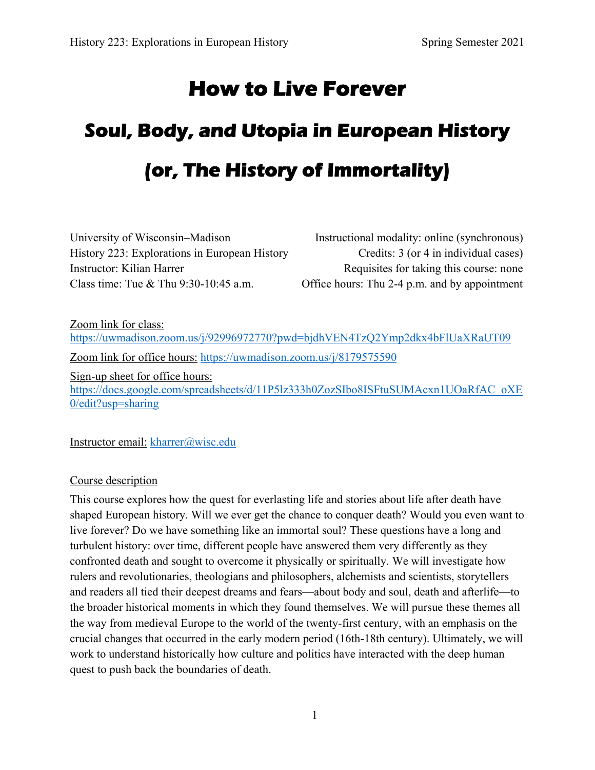# How to Live Forever

# Soul, Body, and Utopia in European History

# (or, The History of Immortality)

University of Wisconsin–Madison
History 223: Explorations in European History
Instructor: Kilian Harrer
Class time: Tue & Thu 9:30-10:45 a.m.

Instructional modality: online (synchronous)
Credits: 3 (or 4 in individual cases)
Requisites for taking this course: none
Office hours: Thu 2-4 p.m. and by appointment

Zoom link for class:
https://uwmadison.zoom.us/j/92996972770?pwd=bjdhVEN4TzQ2Ymp2dkx4bFlUaXRaUT09

Zoom link for office hours: https://uwmadison.zoom.us/j/8179575590

Sign-up sheet for office hours:
https://docs.google.com/spreadsheets/d/11P5lz333h0ZozSIbo8ISFtuSUMAcxn1UOaRfAC_oXE0/edit?usp=sharing

Instructor email: kharrer@wisc.edu

Course description

This course explores how the quest for everlasting life and stories about life after death have shaped European history. Will we ever get the chance to conquer death? Would you even want to live forever? Do we have something like an immortal soul? These questions have a long and turbulent history: over time, different people have answered them very differently as they confronted death and sought to overcome it physically or spiritually. We will investigate how rulers and revolutionaries, theologians and philosophers, alchemists and scientists, storytellers and readers all tied their deepest dreams and fears—about body and soul, death and afterlife—to the broader historical moments in which they found themselves. We will pursue these themes all the way from medieval Europe to the world of the twenty-first century, with an emphasis on the crucial changes that occurred in the early modern period (16th-18th century). Ultimately, we will work to understand historically how culture and politics have interacted with the deep human quest to push back the boundaries of death.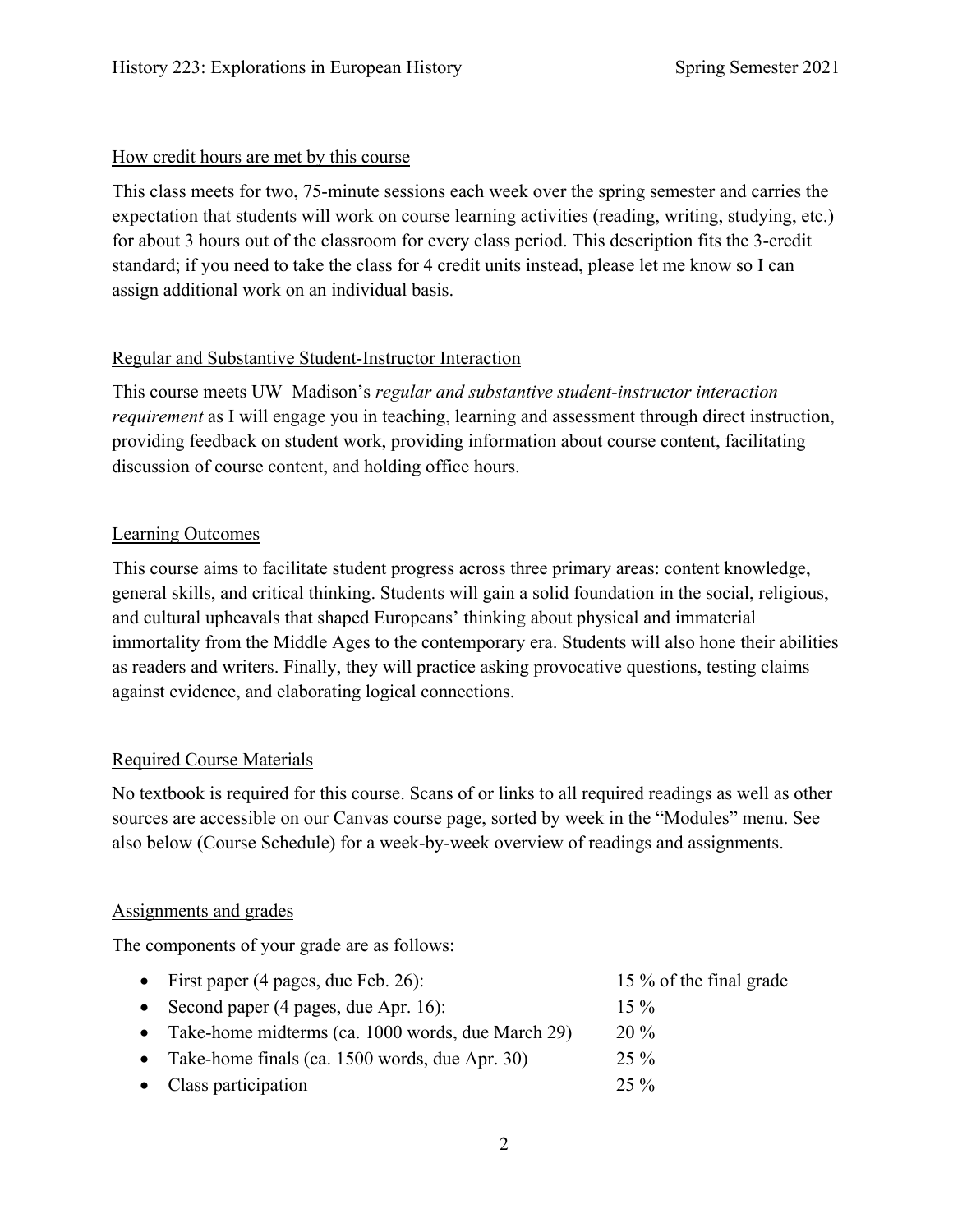## How credit hours are met by this course

This class meets for two, 75-minute sessions each week over the spring semester and carries the expectation that students will work on course learning activities (reading, writing, studying, etc.) for about 3 hours out of the classroom for every class period. This description fits the 3-credit standard; if you need to take the class for 4 credit units instead, please let me know so I can assign additional work on an individual basis.

## Regular and Substantive Student-Instructor Interaction

This course meets UW–Madison's *regular and substantive student-instructor interaction requirement* as I will engage you in teaching, learning and assessment through direct instruction, providing feedback on student work, providing information about course content, facilitating discussion of course content, and holding office hours.

## Learning Outcomes

This course aims to facilitate student progress across three primary areas: content knowledge, general skills, and critical thinking. Students will gain a solid foundation in the social, religious, and cultural upheavals that shaped Europeans' thinking about physical and immaterial immortality from the Middle Ages to the contemporary era. Students will also hone their abilities as readers and writers. Finally, they will practice asking provocative questions, testing claims against evidence, and elaborating logical connections.

## Required Course Materials

No textbook is required for this course. Scans of or links to all required readings as well as other sources are accessible on our Canvas course page, sorted by week in the "Modules" menu. See also below (Course Schedule) for a week-by-week overview of readings and assignments.

## Assignments and grades

The components of your grade are as follows:

- First paper (4 pages, due Feb. 26): 15 % of the final grade
- Second paper (4 pages, due Apr. 16): 15 %
- Take-home midterms (ca. 1000 words, due March 29) 20 %
- Take-home finals (ca. 1500 words, due Apr. 30) 25 %
- Class participation 25 %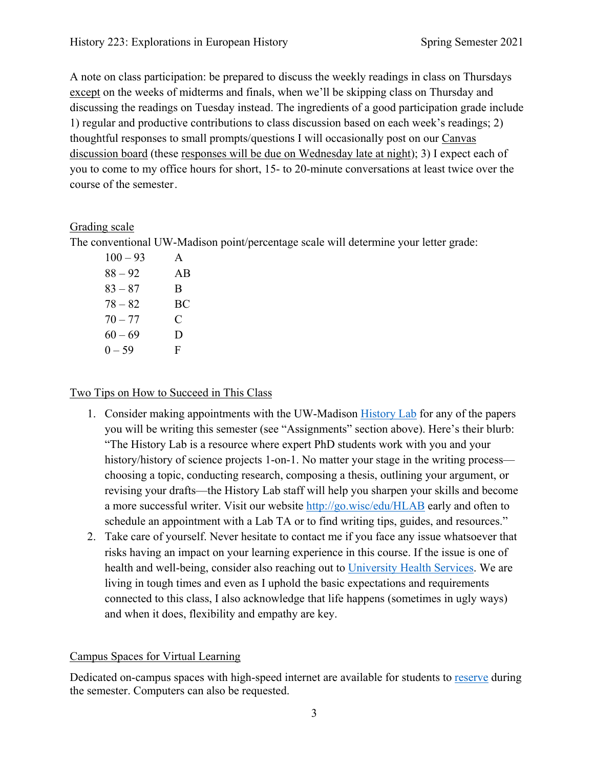A note on class participation: be prepared to discuss the weekly readings in class on Thursdays except on the weeks of midterms and finals, when we'll be skipping class on Thursday and discussing the readings on Tuesday instead. The ingredients of a good participation grade include 1) regular and productive contributions to class discussion based on each week's readings; 2) thoughtful responses to small prompts/questions I will occasionally post on our Canvas discussion board (these responses will be due on Wednesday late at night); 3) I expect each of you to come to my office hours for short, 15- to 20-minute conversations at least twice over the course of the semester.

## Grading scale

The conventional UW-Madison point/percentage scale will determine your letter grade:

| | |
|---|---|
| 100 – 93 | A |
| 88 – 92 | AB |
| 83 – 87 | B |
| 78 – 82 | BC |
| 70 – 77 | C |
| 60 – 69 | D |
| 0 – 59 | F |

## Two Tips on How to Succeed in This Class

1. Consider making appointments with the UW-Madison History Lab for any of the papers you will be writing this semester (see "Assignments" section above). Here's their blurb: "The History Lab is a resource where expert PhD students work with you and your history/history of science projects 1-on-1. No matter your stage in the writing process—choosing a topic, conducting research, composing a thesis, outlining your argument, or revising your drafts—the History Lab staff will help you sharpen your skills and become a more successful writer. Visit our website http://go.wisc/edu/HLAB early and often to schedule an appointment with a Lab TA or to find writing tips, guides, and resources."
2. Take care of yourself. Never hesitate to contact me if you face any issue whatsoever that risks having an impact on your learning experience in this course. If the issue is one of health and well-being, consider also reaching out to University Health Services. We are living in tough times and even as I uphold the basic expectations and requirements connected to this class, I also acknowledge that life happens (sometimes in ugly ways) and when it does, flexibility and empathy are key.

## Campus Spaces for Virtual Learning

Dedicated on-campus spaces with high-speed internet are available for students to reserve during the semester. Computers can also be requested.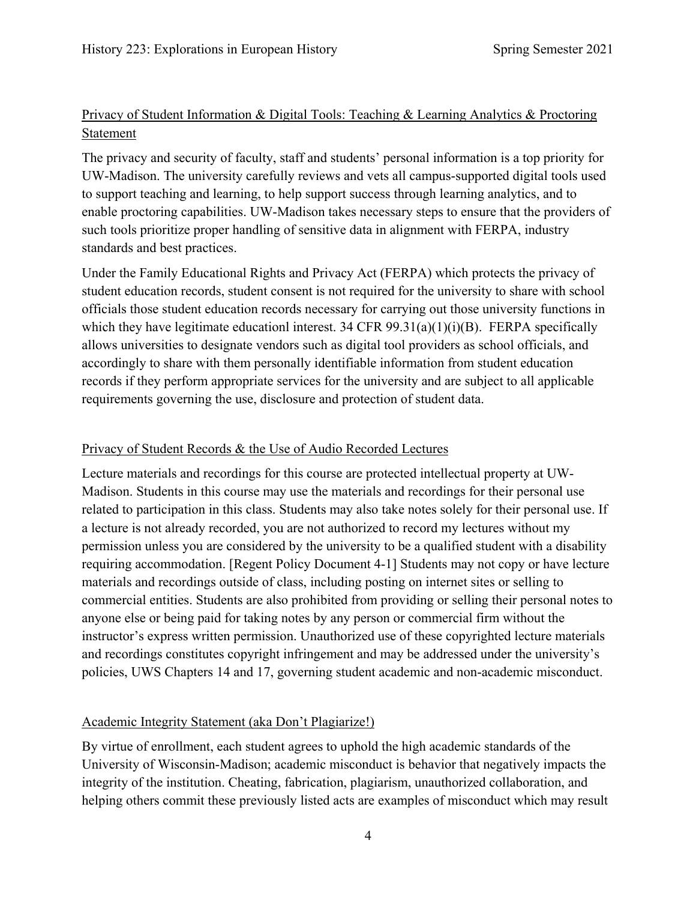## Privacy of Student Information & Digital Tools: Teaching & Learning Analytics & Proctoring Statement

The privacy and security of faculty, staff and students' personal information is a top priority for UW-Madison. The university carefully reviews and vets all campus-supported digital tools used to support teaching and learning, to help support success through learning analytics, and to enable proctoring capabilities. UW-Madison takes necessary steps to ensure that the providers of such tools prioritize proper handling of sensitive data in alignment with FERPA, industry standards and best practices.

Under the Family Educational Rights and Privacy Act (FERPA) which protects the privacy of student education records, student consent is not required for the university to share with school officials those student education records necessary for carrying out those university functions in which they have legitimate educationl interest. 34 CFR 99.31(a)(1)(i)(B). FERPA specifically allows universities to designate vendors such as digital tool providers as school officials, and accordingly to share with them personally identifiable information from student education records if they perform appropriate services for the university and are subject to all applicable requirements governing the use, disclosure and protection of student data.

## Privacy of Student Records & the Use of Audio Recorded Lectures

Lecture materials and recordings for this course are protected intellectual property at UW-Madison. Students in this course may use the materials and recordings for their personal use related to participation in this class. Students may also take notes solely for their personal use. If a lecture is not already recorded, you are not authorized to record my lectures without my permission unless you are considered by the university to be a qualified student with a disability requiring accommodation. [Regent Policy Document 4-1] Students may not copy or have lecture materials and recordings outside of class, including posting on internet sites or selling to commercial entities. Students are also prohibited from providing or selling their personal notes to anyone else or being paid for taking notes by any person or commercial firm without the instructor's express written permission. Unauthorized use of these copyrighted lecture materials and recordings constitutes copyright infringement and may be addressed under the university's policies, UWS Chapters 14 and 17, governing student academic and non-academic misconduct.

## Academic Integrity Statement (aka Don't Plagiarize!)

By virtue of enrollment, each student agrees to uphold the high academic standards of the University of Wisconsin-Madison; academic misconduct is behavior that negatively impacts the integrity of the institution. Cheating, fabrication, plagiarism, unauthorized collaboration, and helping others commit these previously listed acts are examples of misconduct which may result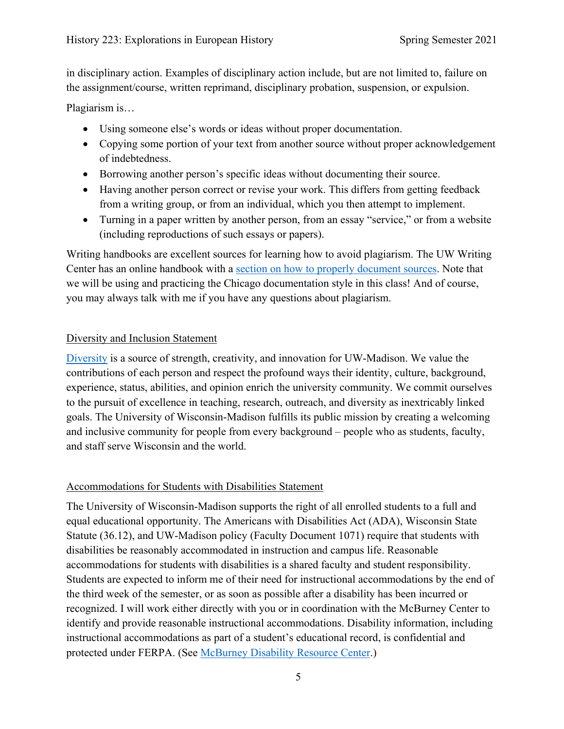in disciplinary action. Examples of disciplinary action include, but are not limited to, failure on the assignment/course, written reprimand, disciplinary probation, suspension, or expulsion.

Plagiarism is…

- Using someone else's words or ideas without proper documentation.
- Copying some portion of your text from another source without proper acknowledgement of indebtedness.
- Borrowing another person's specific ideas without documenting their source.
- Having another person correct or revise your work. This differs from getting feedback from a writing group, or from an individual, which you then attempt to implement.
- Turning in a paper written by another person, from an essay "service," or from a website (including reproductions of such essays or papers).

Writing handbooks are excellent sources for learning how to avoid plagiarism. The UW Writing Center has an online handbook with a section on how to properly document sources. Note that we will be using and practicing the Chicago documentation style in this class! And of course, you may always talk with me if you have any questions about plagiarism.

## Diversity and Inclusion Statement

Diversity is a source of strength, creativity, and innovation for UW-Madison. We value the contributions of each person and respect the profound ways their identity, culture, background, experience, status, abilities, and opinion enrich the university community. We commit ourselves to the pursuit of excellence in teaching, research, outreach, and diversity as inextricably linked goals. The University of Wisconsin-Madison fulfills its public mission by creating a welcoming and inclusive community for people from every background – people who as students, faculty, and staff serve Wisconsin and the world.

## Accommodations for Students with Disabilities Statement

The University of Wisconsin-Madison supports the right of all enrolled students to a full and equal educational opportunity. The Americans with Disabilities Act (ADA), Wisconsin State Statute (36.12), and UW-Madison policy (Faculty Document 1071) require that students with disabilities be reasonably accommodated in instruction and campus life. Reasonable accommodations for students with disabilities is a shared faculty and student responsibility. Students are expected to inform me of their need for instructional accommodations by the end of the third week of the semester, or as soon as possible after a disability has been incurred or recognized. I will work either directly with you or in coordination with the McBurney Center to identify and provide reasonable instructional accommodations. Disability information, including instructional accommodations as part of a student's educational record, is confidential and protected under FERPA. (See McBurney Disability Resource Center.)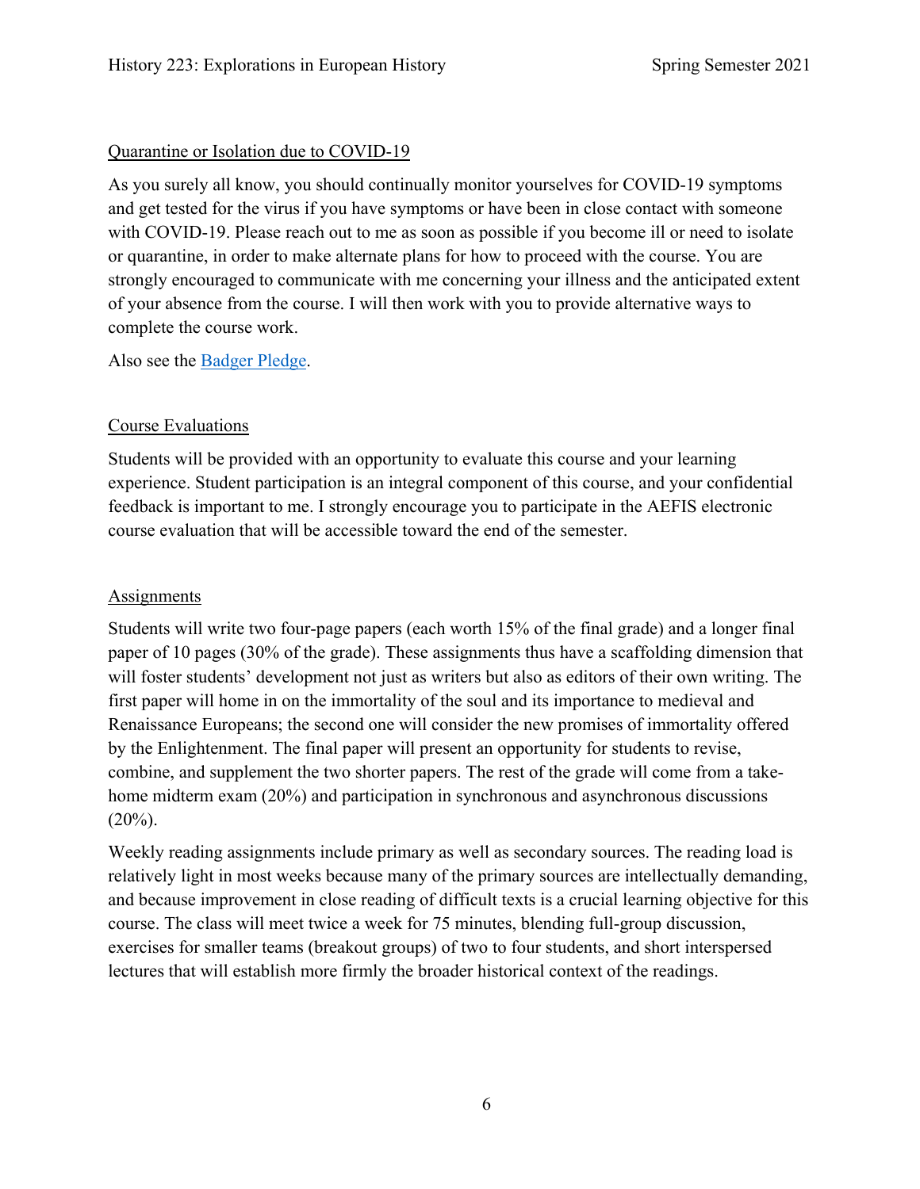## Quarantine or Isolation due to COVID-19

As you surely all know, you should continually monitor yourselves for COVID-19 symptoms and get tested for the virus if you have symptoms or have been in close contact with someone with COVID-19. Please reach out to me as soon as possible if you become ill or need to isolate or quarantine, in order to make alternate plans for how to proceed with the course. You are strongly encouraged to communicate with me concerning your illness and the anticipated extent of your absence from the course. I will then work with you to provide alternative ways to complete the course work.

Also see the [Badger Pledge](#).

## Course Evaluations

Students will be provided with an opportunity to evaluate this course and your learning experience. Student participation is an integral component of this course, and your confidential feedback is important to me. I strongly encourage you to participate in the AEFIS electronic course evaluation that will be accessible toward the end of the semester.

## Assignments

Students will write two four-page papers (each worth 15% of the final grade) and a longer final paper of 10 pages (30% of the grade). These assignments thus have a scaffolding dimension that will foster students' development not just as writers but also as editors of their own writing. The first paper will home in on the immortality of the soul and its importance to medieval and Renaissance Europeans; the second one will consider the new promises of immortality offered by the Enlightenment. The final paper will present an opportunity for students to revise, combine, and supplement the two shorter papers. The rest of the grade will come from a take-home midterm exam (20%) and participation in synchronous and asynchronous discussions (20%).

Weekly reading assignments include primary as well as secondary sources. The reading load is relatively light in most weeks because many of the primary sources are intellectually demanding, and because improvement in close reading of difficult texts is a crucial learning objective for this course. The class will meet twice a week for 75 minutes, blending full-group discussion, exercises for smaller teams (breakout groups) of two to four students, and short interspersed lectures that will establish more firmly the broader historical context of the readings.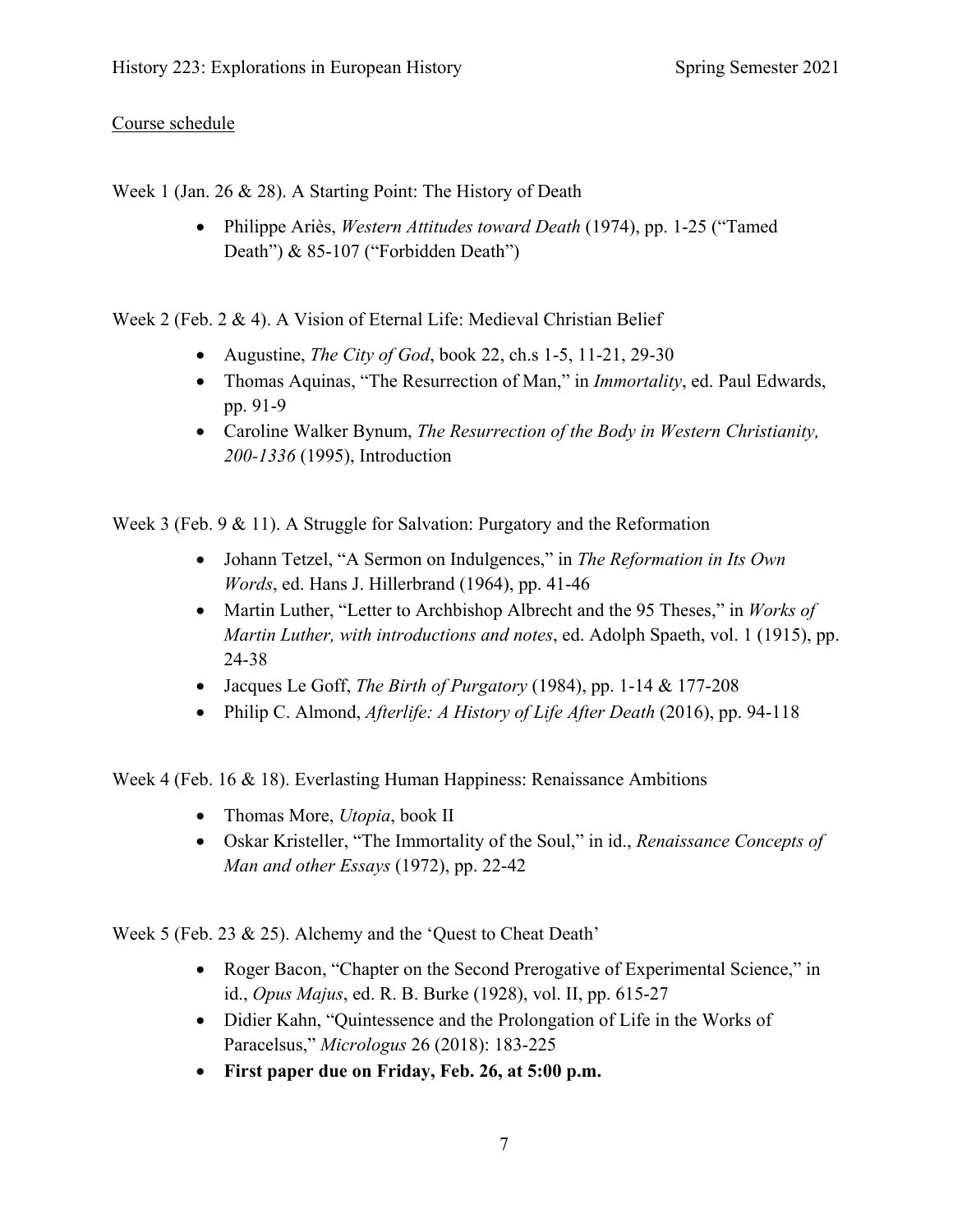<u>Course schedule</u>

Week 1 (Jan. 26 & 28). A Starting Point: The History of Death

- Philippe Ariès, *Western Attitudes toward Death* (1974), pp. 1-25 ("Tamed Death") & 85-107 ("Forbidden Death")

Week 2 (Feb. 2 & 4). A Vision of Eternal Life: Medieval Christian Belief

- Augustine, *The City of God*, book 22, ch.s 1-5, 11-21, 29-30
- Thomas Aquinas, "The Resurrection of Man," in *Immortality*, ed. Paul Edwards, pp. 91-9
- Caroline Walker Bynum, *The Resurrection of the Body in Western Christianity, 200-1336* (1995), Introduction

Week 3 (Feb. 9 & 11). A Struggle for Salvation: Purgatory and the Reformation

- Johann Tetzel, "A Sermon on Indulgences," in *The Reformation in Its Own Words*, ed. Hans J. Hillerbrand (1964), pp. 41-46
- Martin Luther, "Letter to Archbishop Albrecht and the 95 Theses," in *Works of Martin Luther, with introductions and notes*, ed. Adolph Spaeth, vol. 1 (1915), pp. 24-38
- Jacques Le Goff, *The Birth of Purgatory* (1984), pp. 1-14 & 177-208
- Philip C. Almond, *Afterlife: A History of Life After Death* (2016), pp. 94-118

Week 4 (Feb. 16 & 18). Everlasting Human Happiness: Renaissance Ambitions

- Thomas More, *Utopia*, book II
- Oskar Kristeller, "The Immortality of the Soul," in id., *Renaissance Concepts of Man and other Essays* (1972), pp. 22-42

Week 5 (Feb. 23 & 25). Alchemy and the 'Quest to Cheat Death'

- Roger Bacon, "Chapter on the Second Prerogative of Experimental Science," in id., *Opus Majus*, ed. R. B. Burke (1928), vol. II, pp. 615-27
- Didier Kahn, "Quintessence and the Prolongation of Life in the Works of Paracelsus," *Micrologus* 26 (2018): 183-225
- **First paper due on Friday, Feb. 26, at 5:00 p.m.**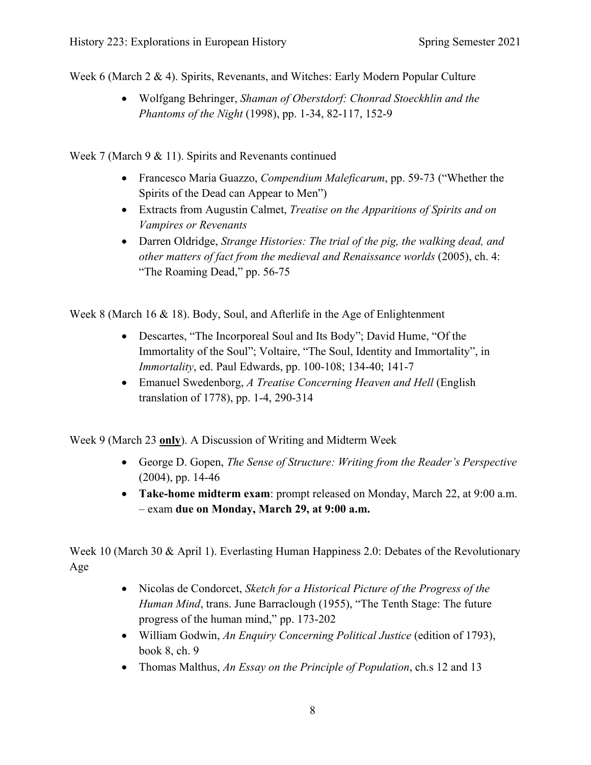Week 6 (March 2 & 4). Spirits, Revenants, and Witches: Early Modern Popular Culture

- Wolfgang Behringer, *Shaman of Oberstdorf: Chonrad Stoeckhlin and the Phantoms of the Night* (1998), pp. 1-34, 82-117, 152-9

Week 7 (March 9 & 11). Spirits and Revenants continued

- Francesco Maria Guazzo, *Compendium Maleficarum*, pp. 59-73 ("Whether the Spirits of the Dead can Appear to Men")
- Extracts from Augustin Calmet, *Treatise on the Apparitions of Spirits and on Vampires or Revenants*
- Darren Oldridge, *Strange Histories: The trial of the pig, the walking dead, and other matters of fact from the medieval and Renaissance worlds* (2005), ch. 4: "The Roaming Dead," pp. 56-75

Week 8 (March 16 & 18). Body, Soul, and Afterlife in the Age of Enlightenment

- Descartes, "The Incorporeal Soul and Its Body"; David Hume, "Of the Immortality of the Soul"; Voltaire, "The Soul, Identity and Immortality", in *Immortality*, ed. Paul Edwards, pp. 100-108; 134-40; 141-7
- Emanuel Swedenborg, *A Treatise Concerning Heaven and Hell* (English translation of 1778), pp. 1-4, 290-314

Week 9 (March 23 **only**). A Discussion of Writing and Midterm Week

- George D. Gopen, *The Sense of Structure: Writing from the Reader's Perspective* (2004), pp. 14-46
- **Take-home midterm exam**: prompt released on Monday, March 22, at 9:00 a.m. – exam **due on Monday, March 29, at 9:00 a.m.**

Week 10 (March 30 & April 1). Everlasting Human Happiness 2.0: Debates of the Revolutionary Age

- Nicolas de Condorcet, *Sketch for a Historical Picture of the Progress of the Human Mind*, trans. June Barraclough (1955), "The Tenth Stage: The future progress of the human mind," pp. 173-202
- William Godwin, *An Enquiry Concerning Political Justice* (edition of 1793), book 8, ch. 9
- Thomas Malthus, *An Essay on the Principle of Population*, ch.s 12 and 13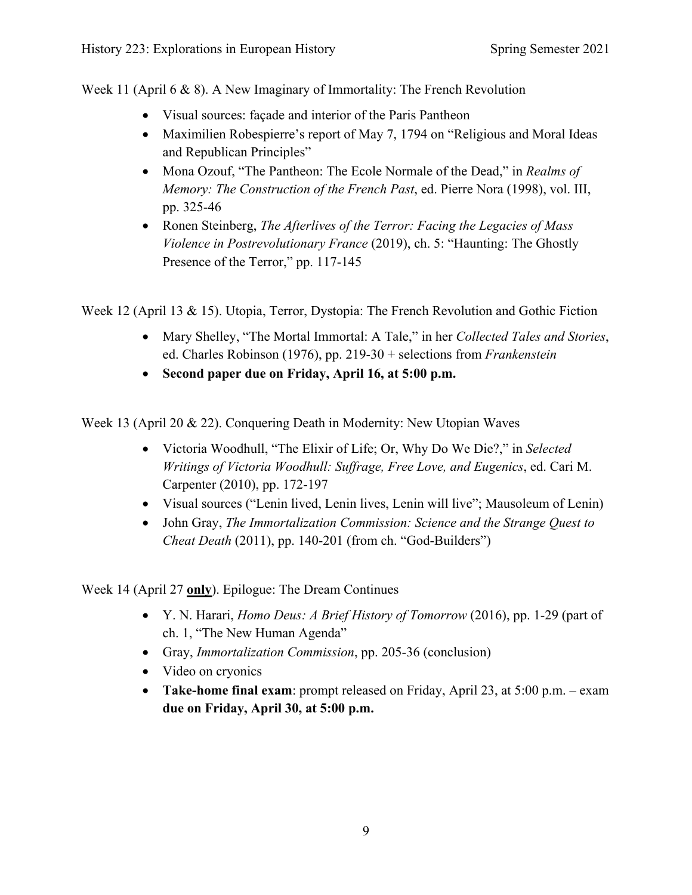Week 11 (April 6 & 8). A New Imaginary of Immortality: The French Revolution

- Visual sources: façade and interior of the Paris Pantheon
- Maximilien Robespierre's report of May 7, 1794 on "Religious and Moral Ideas and Republican Principles"
- Mona Ozouf, "The Pantheon: The Ecole Normale of the Dead," in *Realms of Memory: The Construction of the French Past*, ed. Pierre Nora (1998), vol. III, pp. 325-46
- Ronen Steinberg, *The Afterlives of the Terror: Facing the Legacies of Mass Violence in Postrevolutionary France* (2019), ch. 5: "Haunting: The Ghostly Presence of the Terror," pp. 117-145

Week 12 (April 13 & 15). Utopia, Terror, Dystopia: The French Revolution and Gothic Fiction

- Mary Shelley, "The Mortal Immortal: A Tale," in her *Collected Tales and Stories*, ed. Charles Robinson (1976), pp. 219-30 + selections from *Frankenstein*
- **Second paper due on Friday, April 16, at 5:00 p.m.**

Week 13 (April 20 & 22). Conquering Death in Modernity: New Utopian Waves

- Victoria Woodhull, "The Elixir of Life; Or, Why Do We Die?," in *Selected Writings of Victoria Woodhull: Suffrage, Free Love, and Eugenics*, ed. Cari M. Carpenter (2010), pp. 172-197
- Visual sources ("Lenin lived, Lenin lives, Lenin will live"; Mausoleum of Lenin)
- John Gray, *The Immortalization Commission: Science and the Strange Quest to Cheat Death* (2011), pp. 140-201 (from ch. "God-Builders")

Week 14 (April 27 **<u>only</u>**). Epilogue: The Dream Continues

- Y. N. Harari, *Homo Deus: A Brief History of Tomorrow* (2016), pp. 1-29 (part of ch. 1, "The New Human Agenda"
- Gray, *Immortalization Commission*, pp. 205-36 (conclusion)
- Video on cryonics
- **Take-home final exam**: prompt released on Friday, April 23, at 5:00 p.m. – exam **due on Friday, April 30, at 5:00 p.m.**